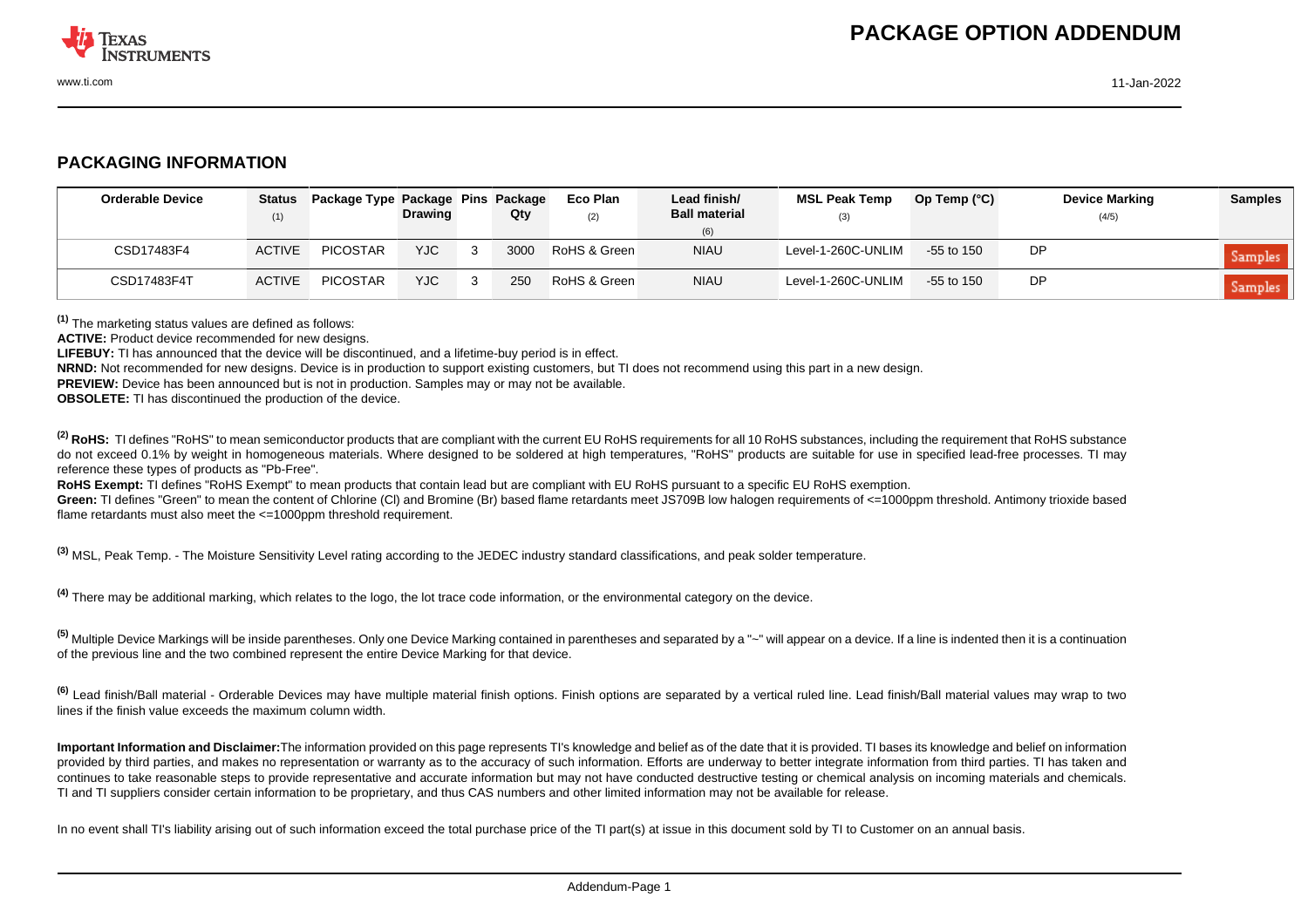# PACKAGE OPTION ADDENDUM

## PACKAGING INFORMATION

| Orderable Device | Status (1) | Package Type | Package Drawing | Pins | Package Qty | Eco Plan (2) | Lead finish/ Ball material (6) | MSL Peak Temp (3) | Op Temp (°C) | Device Marking (4/5) | Samples |
|---|---|---|---|---|---|---|---|---|---|---|---|
| CSD17483F4 | ACTIVE | PICOSTAR | YJC | 3 | 3000 | RoHS & Green | NIAU | Level-1-260C-UNLIM | -55 to 150 | DP | Samples |
| CSD17483F4T | ACTIVE | PICOSTAR | YJC | 3 | 250 | RoHS & Green | NIAU | Level-1-260C-UNLIM | -55 to 150 | DP | Samples |

[1] The marketing status values are defined as follows:
**ACTIVE:** Product device recommended for new designs.
**LIFEBUY:** TI has announced that the device will be discontinued, and a lifetime-buy period is in effect.
**NRND:** Not recommended for new designs. Device is in production to support existing customers, but TI does not recommend using this part in a new design.
**PREVIEW:** Device has been announced but is not in production. Samples may or may not be available.
**OBSOLETE:** TI has discontinued the production of the device.

[2] **RoHS:** TI defines "RoHS" to mean semiconductor products that are compliant with the current EU RoHS requirements for all 10 RoHS substances, including the requirement that RoHS substance do not exceed 0.1% by weight in homogeneous materials. Where designed to be soldered at high temperatures, "RoHS" products are suitable for use in specified lead-free processes. TI may reference these types of products as "Pb-Free".
**RoHS Exempt:** TI defines "RoHS Exempt" to mean products that contain lead but are compliant with EU RoHS pursuant to a specific EU RoHS exemption.
**Green:** TI defines "Green" to mean the content of Chlorine (Cl) and Bromine (Br) based flame retardants meet JS709B low halogen requirements of <=1000ppm threshold. Antimony trioxide based flame retardants must also meet the <=1000ppm threshold requirement.

[3] MSL, Peak Temp. - The Moisture Sensitivity Level rating according to the JEDEC industry standard classifications, and peak solder temperature.

[4] There may be additional marking, which relates to the logo, the lot trace code information, or the environmental category on the device.

[5] Multiple Device Markings will be inside parentheses. Only one Device Marking contained in parentheses and separated by a "~" will appear on a device. If a line is indented then it is a continuation of the previous line and the two combined represent the entire Device Marking for that device.

[6] Lead finish/Ball material - Orderable Devices may have multiple material finish options. Finish options are separated by a vertical ruled line. Lead finish/Ball material values may wrap to two lines if the finish value exceeds the maximum column width.

**Important Information and Disclaimer:** The information provided on this page represents TI's knowledge and belief as of the date that it is provided. TI bases its knowledge and belief on information provided by third parties, and makes no representation or warranty as to the accuracy of such information. Efforts are underway to better integrate information from third parties. TI has taken and continues to take reasonable steps to provide representative and accurate information but may not have conducted destructive testing or chemical analysis on incoming materials and chemicals. TI and TI suppliers consider certain information to be proprietary, and thus CAS numbers and other limited information may not be available for release.

In no event shall TI's liability arising out of such information exceed the total purchase price of the TI part(s) at issue in this document sold by TI to Customer on an annual basis.